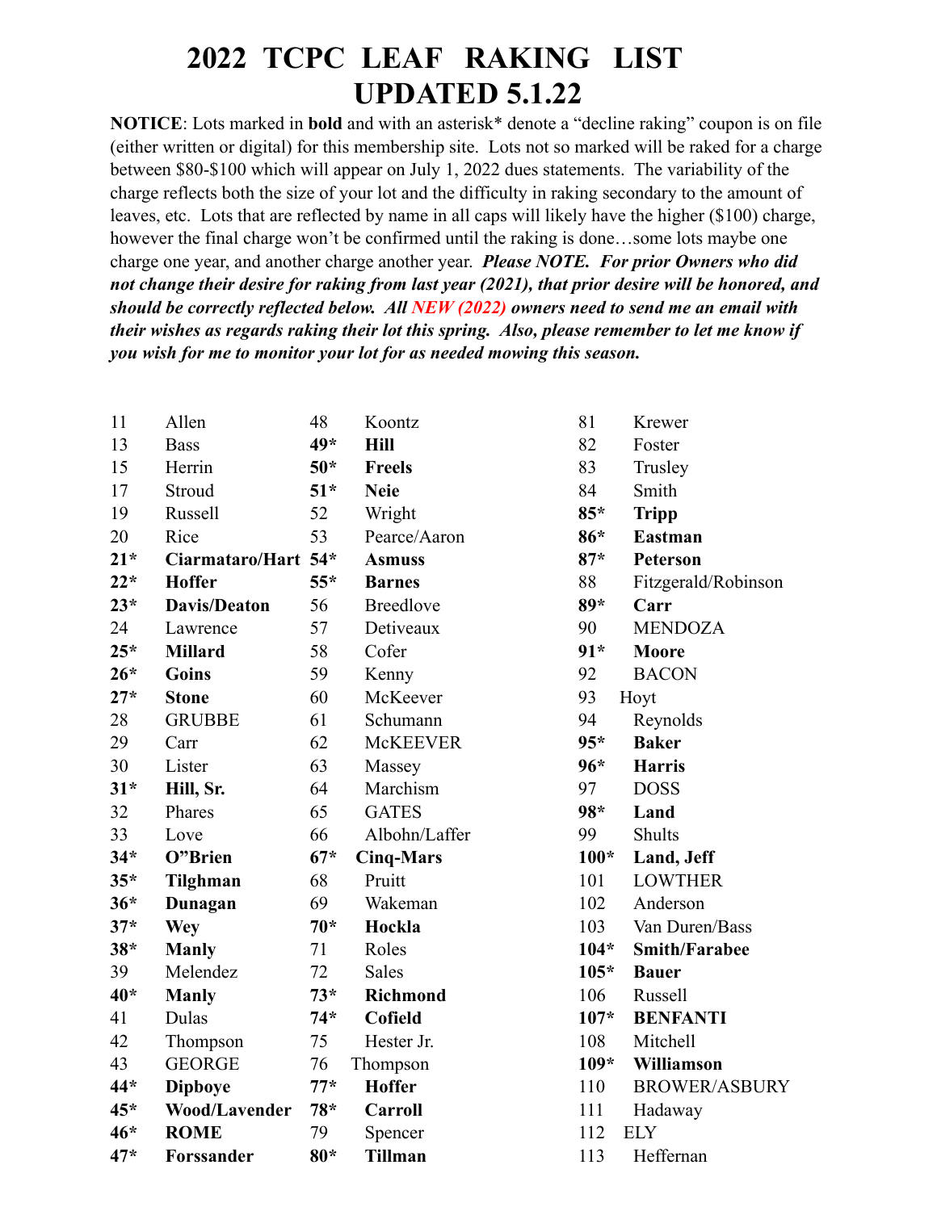# 2022 TCPC LEAF RAKING LIST
# UPDATED 5.1.22

**NOTICE**: Lots marked in **bold** and with an asterisk* denote a "decline raking" coupon is on file (either written or digital) for this membership site. Lots not so marked will be raked for a charge between $80-$100 which will appear on July 1, 2022 dues statements. The variability of the charge reflects both the size of your lot and the difficulty in raking secondary to the amount of leaves, etc. Lots that are reflected by name in all caps will likely have the higher ($100) charge, however the final charge won't be confirmed until the raking is done…some lots maybe one charge one year, and another charge another year. ***Please NOTE. For prior Owners who did not change their desire for raking from last year (2021), that prior desire will be honored, and should be correctly reflected below. All NEW (2022) owners need to send me an email with their wishes as regards raking their lot this spring. Also, please remember to let me know if you wish for me to monitor your lot for as needed mowing this season.***

| | | | | | |
|---|---|---|---|---|---|
| 11 | Allen | 48 | Koontz | 81 | Krewer |
| 13 | Bass | **49*** | **Hill** | 82 | Foster |
| 15 | Herrin | **50*** | **Freels** | 83 | Trusley |
| 17 | Stroud | **51*** | **Neie** | 84 | Smith |
| 19 | Russell | 52 | Wright | **85*** | **Tripp** |
| 20 | Rice | 53 | Pearce/Aaron | **86*** | **Eastman** |
| **21*** | **Ciarmataro/Hart** | **54*** | **Asmuss** | **87*** | **Peterson** |
| **22*** | **Hoffer** | **55*** | **Barnes** | 88 | Fitzgerald/Robinson |
| **23*** | **Davis/Deaton** | 56 | Breedlove | **89*** | **Carr** |
| 24 | Lawrence | 57 | Detiveaux | 90 | MENDOZA |
| **25*** | **Millard** | 58 | Cofer | **91*** | **Moore** |
| **26*** | **Goins** | 59 | Kenny | 92 | BACON |
| **27*** | **Stone** | 60 | McKeever | 93 | Hoyt |
| 28 | GRUBBE | 61 | Schumann | 94 | Reynolds |
| 29 | Carr | 62 | McKEEVER | **95*** | **Baker** |
| 30 | Lister | 63 | Massey | **96*** | **Harris** |
| **31*** | **Hill, Sr.** | 64 | Marchism | 97 | DOSS |
| 32 | Phares | 65 | GATES | **98*** | **Land** |
| 33 | Love | 66 | Albohn/Laffer | 99 | Shults |
| **34*** | **O"Brien** | **67*** | **Cinq-Mars** | **100*** | **Land, Jeff** |
| **35*** | **Tilghman** | 68 | Pruitt | 101 | LOWTHER |
| **36*** | **Dunagan** | 69 | Wakeman | 102 | Anderson |
| **37*** | **Wey** | **70*** | **Hockla** | 103 | Van Duren/Bass |
| **38*** | **Manly** | 71 | Roles | **104*** | **Smith/Farabee** |
| 39 | Melendez | 72 | Sales | **105*** | **Bauer** |
| **40*** | **Manly** | **73*** | **Richmond** | 106 | Russell |
| 41 | Dulas | **74*** | **Cofield** | **107*** | **BENFANTI** |
| 42 | Thompson | 75 | Hester Jr. | 108 | Mitchell |
| 43 | GEORGE | 76 | Thompson | **109*** | **Williamson** |
| **44*** | **Dipboye** | **77*** | **Hoffer** | 110 | BROWER/ASBURY |
| **45*** | **Wood/Lavender** | **78*** | **Carroll** | 111 | Hadaway |
| **46*** | **ROME** | 79 | Spencer | 112 | ELY |
| **47*** | **Forssander** | **80*** | **Tillman** | 113 | Heffernan |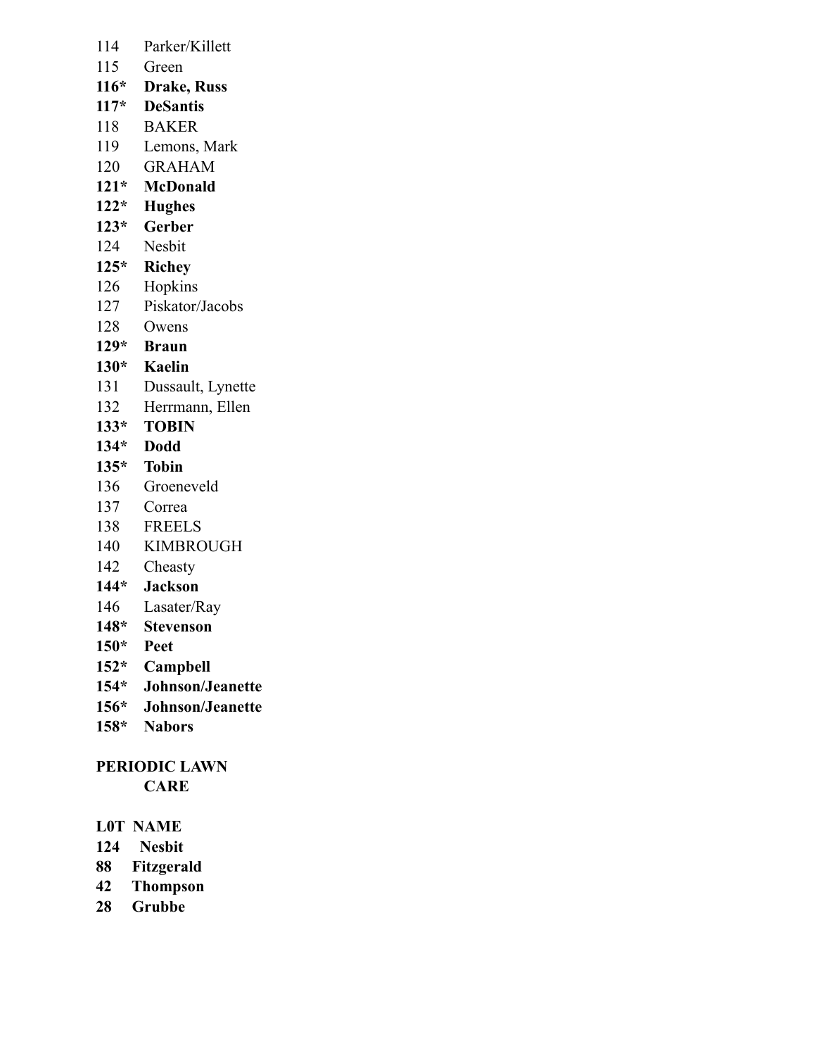114 Parker/Killett
115 Green
**116* Drake, Russ**
**117* DeSantis**
118 BAKER
119 Lemons, Mark
120 GRAHAM
**121* McDonald**
**122* Hughes**
**123* Gerber**
124 Nesbit
**125* Richey**
126 Hopkins
127 Piskator/Jacobs
128 Owens
**129* Braun**
**130* Kaelin**
131 Dussault, Lynette
132 Herrmann, Ellen
**133* TOBIN**
**134* Dodd**
**135* Tobin**
136 Groeneveld
137 Correa
138 FREELS
140 KIMBROUGH
142 Cheasty
**144* Jackson**
146 Lasater/Ray
**148* Stevenson**
**150* Peet**
**152* Campbell**
**154* Johnson/Jeanette**
**156* Johnson/Jeanette**
**158* Nabors**

**PERIODIC LAWN CARE**

**L0T NAME**
**124 Nesbit**
**88 Fitzgerald**
**42 Thompson**
**28 Grubbe**